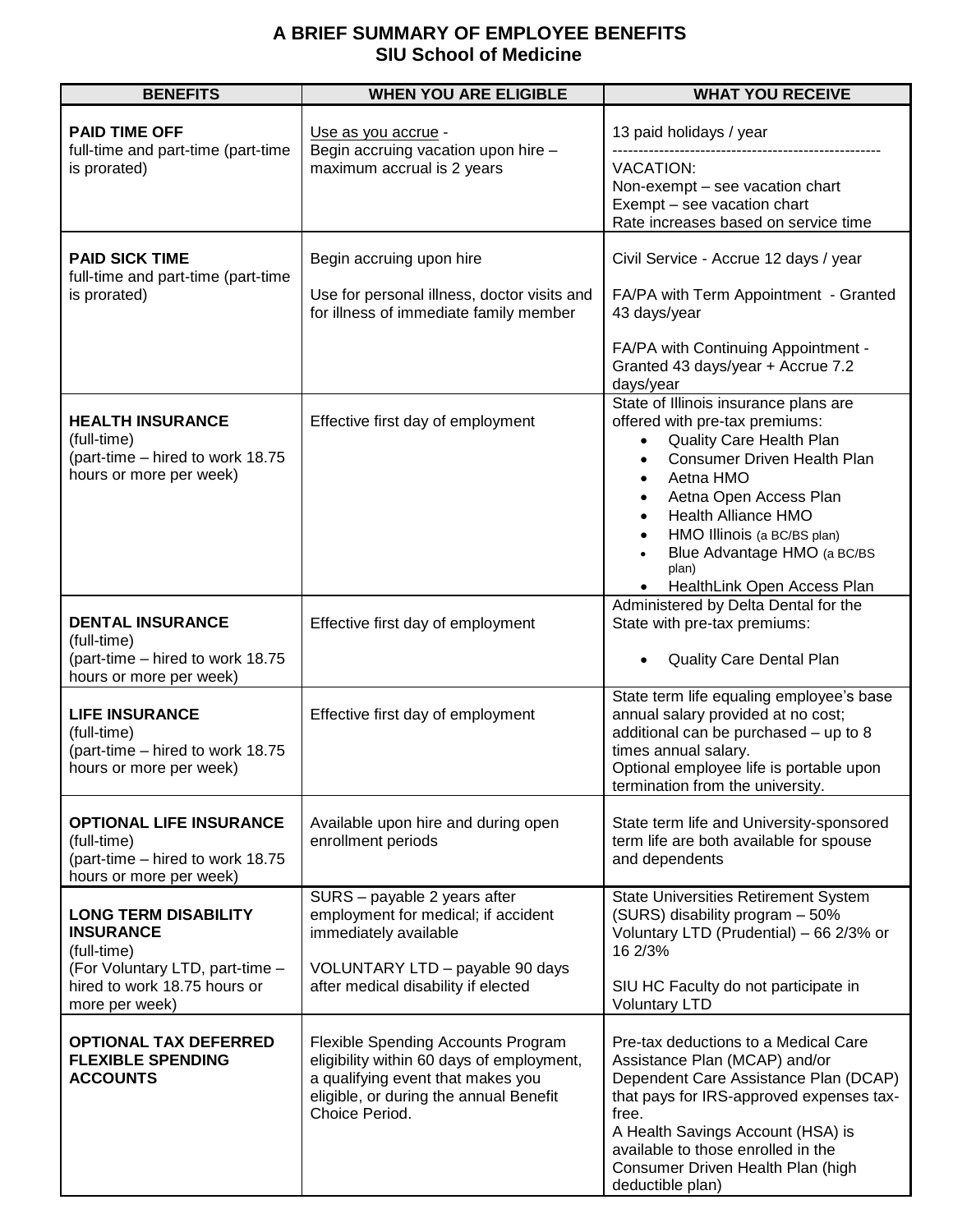# A BRIEF SUMMARY OF EMPLOYEE BENEFITS
## SIU School of Medicine

| BENEFITS | WHEN YOU ARE ELIGIBLE | WHAT YOU RECEIVE |
|---|---|---|
| **PAID TIME OFF**<br>full-time and part-time (part-time is prorated) | Use as you accrue - Begin accruing vacation upon hire – maximum accrual is 2 years | 13 paid holidays / year<br>---------------------------------------------------<br>VACATION:<br>Non-exempt – see vacation chart<br>Exempt – see vacation chart<br>Rate increases based on service time |
| **PAID SICK TIME**<br>full-time and part-time (part-time is prorated) | Begin accruing upon hire<br><br>Use for personal illness, doctor visits and for illness of immediate family member | Civil Service - Accrue 12 days / year<br><br>FA/PA with Term Appointment - Granted 43 days/year<br><br>FA/PA with Continuing Appointment - Granted 43 days/year + Accrue 7.2 days/year |
| **HEALTH INSURANCE**<br>(full-time)<br>(part-time – hired to work 18.75 hours or more per week) | Effective first day of employment | State of Illinois insurance plans are offered with pre-tax premiums:<br>• Quality Care Health Plan<br>• Consumer Driven Health Plan<br>• Aetna HMO<br>• Aetna Open Access Plan<br>• Health Alliance HMO<br>• HMO Illinois (a BC/BS plan)<br>• Blue Advantage HMO (a BC/BS plan)<br>• HealthLink Open Access Plan |
| **DENTAL INSURANCE**<br>(full-time)<br>(part-time – hired to work 18.75 hours or more per week) | Effective first day of employment | Administered by Delta Dental for the State with pre-tax premiums:<br><br>• Quality Care Dental Plan |
| **LIFE INSURANCE**<br>(full-time)<br>(part-time – hired to work 18.75 hours or more per week) | Effective first day of employment | State term life equaling employee's base annual salary provided at no cost; additional can be purchased – up to 8 times annual salary.<br>Optional employee life is portable upon termination from the university. |
| **OPTIONAL LIFE INSURANCE**<br>(full-time)<br>(part-time – hired to work 18.75 hours or more per week) | Available upon hire and during open enrollment periods | State term life and University-sponsored term life are both available for spouse and dependents |
| **LONG TERM DISABILITY INSURANCE**<br>(full-time)<br>(For Voluntary LTD, part-time – hired to work 18.75 hours or more per week) | SURS – payable 2 years after employment for medical; if accident immediately available<br><br>VOLUNTARY LTD – payable 90 days after medical disability if elected | State Universities Retirement System (SURS) disability program – 50%<br>Voluntary LTD (Prudential) – 66 2/3% or 16 2/3%<br><br>SIU HC Faculty do not participate in Voluntary LTD |
| **OPTIONAL TAX DEFERRED FLEXIBLE SPENDING ACCOUNTS** | Flexible Spending Accounts Program eligibility within 60 days of employment, a qualifying event that makes you eligible, or during the annual Benefit Choice Period. | Pre-tax deductions to a Medical Care Assistance Plan (MCAP) and/or Dependent Care Assistance Plan (DCAP) that pays for IRS-approved expenses tax-free.<br>A Health Savings Account (HSA) is available to those enrolled in the Consumer Driven Health Plan (high deductible plan) |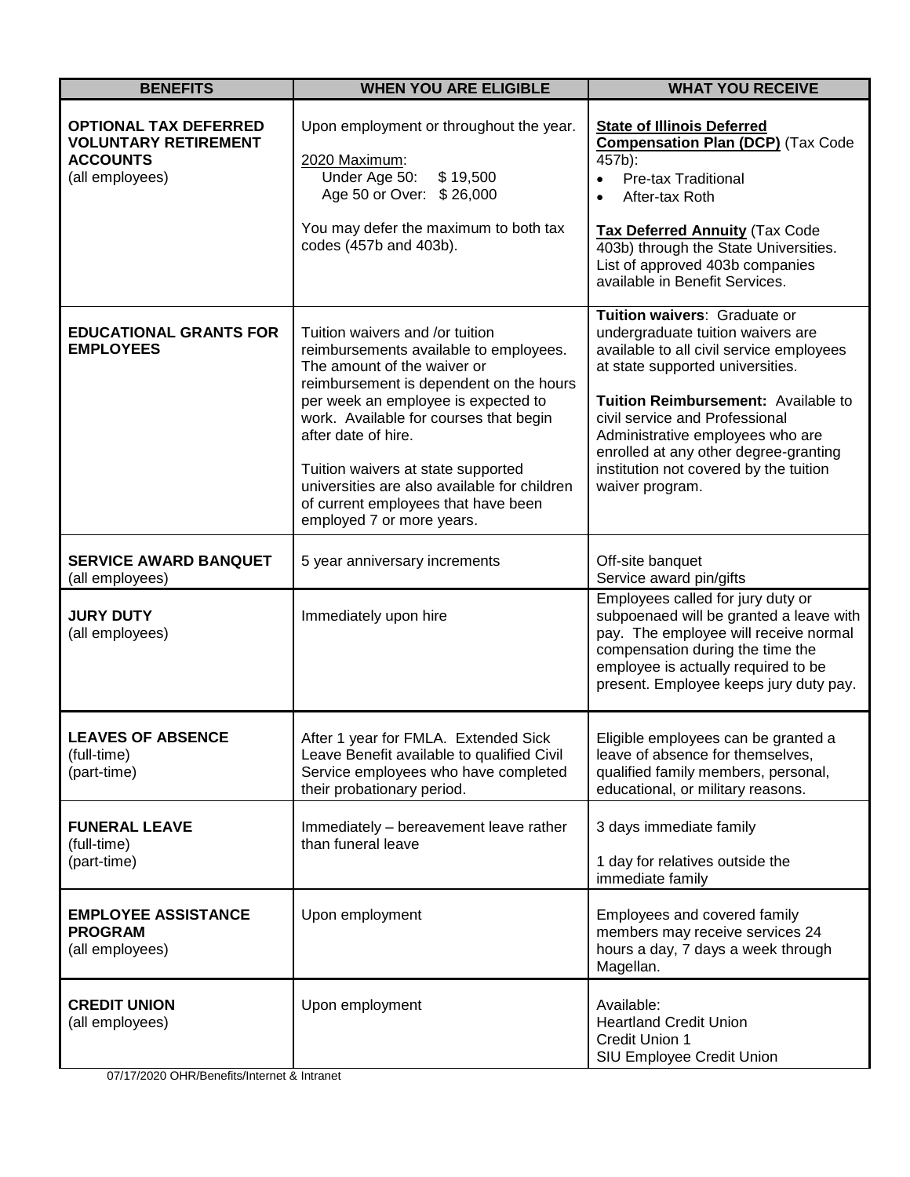| BENEFITS | WHEN YOU ARE ELIGIBLE | WHAT YOU RECEIVE |
|---|---|---|
| **OPTIONAL TAX DEFERRED VOLUNTARY RETIREMENT ACCOUNTS** (all employees) | Upon employment or throughout the year.<br><br>2020 Maximum:<br>Under Age 50: $ 19,500<br>Age 50 or Over: $ 26,000<br><br>You may defer the maximum to both tax codes (457b and 403b). | **State of Illinois Deferred Compensation Plan (DCP)** (Tax Code 457b):<br>• Pre-tax Traditional<br>• After-tax Roth<br><br>**Tax Deferred Annuity** (Tax Code 403b) through the State Universities. List of approved 403b companies available in Benefit Services. |
| **EDUCATIONAL GRANTS FOR EMPLOYEES** | Tuition waivers and /or tuition reimbursements available to employees. The amount of the waiver or reimbursement is dependent on the hours per week an employee is expected to work. Available for courses that begin after date of hire.<br><br>Tuition waivers at state supported universities are also available for children of current employees that have been employed 7 or more years. | **Tuition waivers**: Graduate or undergraduate tuition waivers are available to all civil service employees at state supported universities.<br><br>**Tuition Reimbursement:** Available to civil service and Professional Administrative employees who are enrolled at any other degree-granting institution not covered by the tuition waiver program. |
| **SERVICE AWARD BANQUET** (all employees) | 5 year anniversary increments | Off-site banquet<br>Service award pin/gifts |
| **JURY DUTY** (all employees) | Immediately upon hire | Employees called for jury duty or subpoenaed will be granted a leave with pay. The employee will receive normal compensation during the time the employee is actually required to be present. Employee keeps jury duty pay. |
| **LEAVES OF ABSENCE** (full-time) (part-time) | After 1 year for FMLA. Extended Sick Leave Benefit available to qualified Civil Service employees who have completed their probationary period. | Eligible employees can be granted a leave of absence for themselves, qualified family members, personal, educational, or military reasons. |
| **FUNERAL LEAVE** (full-time) (part-time) | Immediately – bereavement leave rather than funeral leave | 3 days immediate family<br><br>1 day for relatives outside the immediate family |
| **EMPLOYEE ASSISTANCE PROGRAM** (all employees) | Upon employment | Employees and covered family members may receive services 24 hours a day, 7 days a week through Magellan. |
| **CREDIT UNION** (all employees) | Upon employment | Available:<br>Heartland Credit Union<br>Credit Union 1<br>SIU Employee Credit Union |

07/17/2020 OHR/Benefits/Internet & Intranet